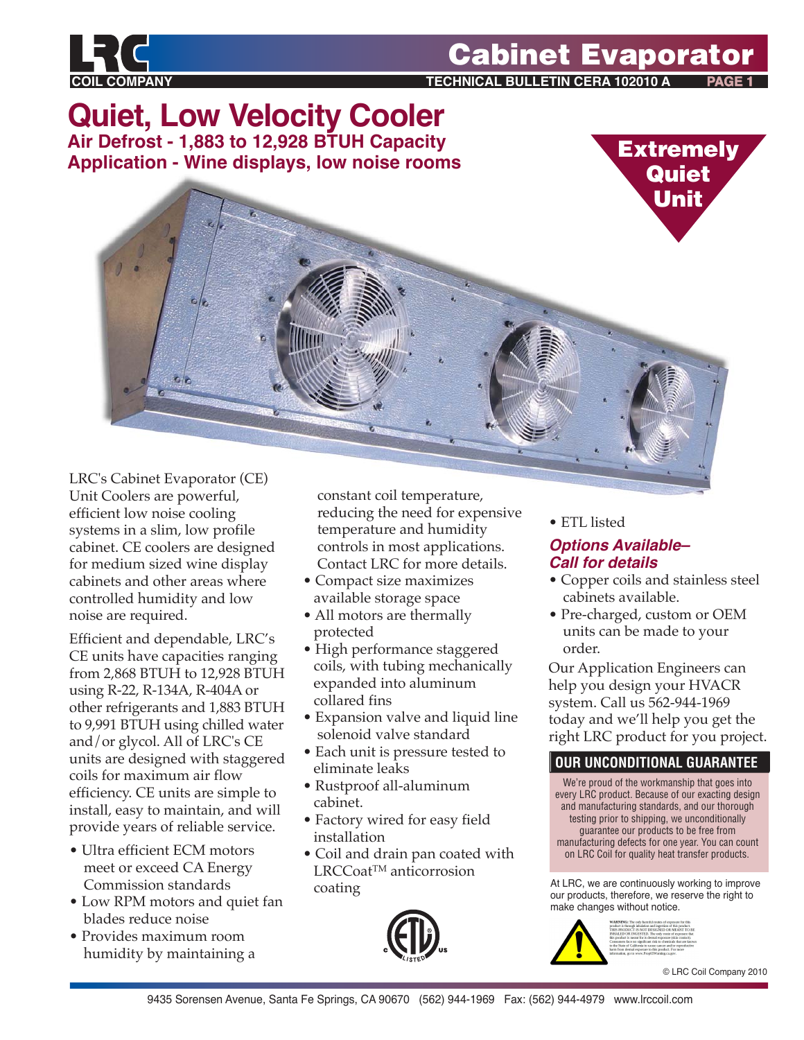# Cabinet Evaporator

TECHNICAL BULLETIN CERA 102010 A

# Quiet, Low Velocity Cooler

**Air Defrost - 1,883 to 12,928 BTUH Capacity**
**Application - Wine displays, low noise rooms**

**Extremely Quiet Unit**

LRC's Cabinet Evaporator (CE) Unit Coolers are powerful, efficient low noise cooling systems in a slim, low profile cabinet. CE coolers are designed for medium sized wine display cabinets and other areas where controlled humidity and low noise are required.

Efficient and dependable, LRC's CE units have capacities ranging from 2,868 BTUH to 12,928 BTUH using R-22, R-134A, R-404A or other refrigerants and 1,883 BTUH to 9,991 BTUH using chilled water and/or glycol. All of LRC's CE units are designed with staggered coils for maximum air flow efficiency. CE units are simple to install, easy to maintain, and will provide years of reliable service.

- Ultra efficient ECM motors meet or exceed CA Energy Commission standards
- Low RPM motors and quiet fan blades reduce noise
- Provides maximum room humidity by maintaining a constant coil temperature, reducing the need for expensive temperature and humidity controls in most applications. Contact LRC for more details.
- Compact size maximizes available storage space
- All motors are thermally protected
- High performance staggered coils, with tubing mechanically expanded into aluminum collared fins
- Expansion valve and liquid line solenoid valve standard
- Each unit is pressure tested to eliminate leaks
- Rustproof all-aluminum cabinet.
- Factory wired for easy field installation
- Coil and drain pan coated with LRCCoat™ anticorrosion coating
- ETL listed

### *Options Available– Call for details*

- Copper coils and stainless steel cabinets available.
- Pre-charged, custom or OEM units can be made to your order.

Our Application Engineers can help you design your HVACR system. Call us 562-944-1969 today and we'll help you get the right LRC product for you project.

## OUR UNCONDITIONAL GUARANTEE

We're proud of the workmanship that goes into every LRC product. Because of our exacting design and manufacturing standards, and our thorough testing prior to shipping, we unconditionally guarantee our products to be free from manufacturing defects for one year. You can count on LRC Coil for quality heat transfer products.

At LRC, we are continuously working to improve our products, therefore, we reserve the right to make changes without notice.

© LRC Coil Company 2010

9435 Sorensen Avenue, Santa Fe Springs, CA 90670 (562) 944-1969 Fax: (562) 944-4979 www.lrccoil.com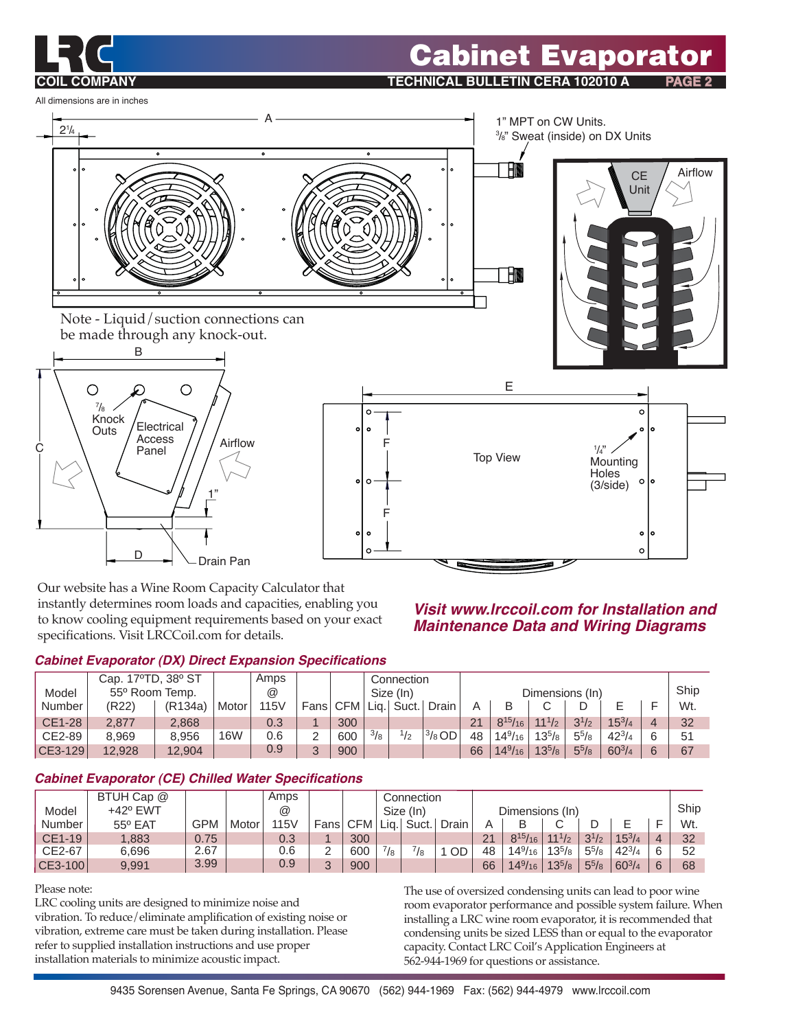# Cabinet Evaporator

**TECHNICAL BULLETIN CERA 102010 A**

All dimensions are in inches

A

$2^{1}/_{4}$

1" MPT on CW Units.
$^{3}/_{8}$" Sweat (inside) on DX Units

CE Unit

Airflow

Note - Liquid/suction connections can be made through any knock-out.

B

C

$^{7}/_{8}$ Knock Outs

Electrical Access Panel

Airflow

1"

D

Drain Pan

E

F

F

Top View

$^{1}/_{4}$" Mounting Holes (3/side)

Our website has a Wine Room Capacity Calculator that instantly determines room loads and capacities, enabling you to know cooling equipment requirements based on your exact specifications. Visit LRCCoil.com for details.

***Visit www.lrccoil.com for Installation and Maintenance Data and Wiring Diagrams***

### *Cabinet Evaporator (DX) Direct Expansion Specifications*

| Model Number | Cap. 17ºTD, 38º ST 55º Room Temp. (R22) | (R134a) | Motor | Amps @ 115V | Fans | CFM | Connection Size (In) Liq. | Suct. | Drain | Dimensions (In) A | B | C | D | E | F | Ship Wt. |
|---|---|---|---|---|---|---|---|---|---|---|---|---|---|---|---|---|
| CE1-28 | 2,877 | 2,868 | | 0.3 | 1 | 300 | | | | 21 | $8^{15}/_{16}$ | $11^{1}/_{2}$ | $3^{1}/_{2}$ | $15^{3}/_{4}$ | 4 | 32 |
| CE2-89 | 8,969 | 8,956 | 16W | 0.6 | 2 | 600 | $^{3}/_{8}$ | $^{1}/_{2}$ | $^{3}/_{8}$ OD | 48 | $14^{9}/_{16}$ | $13^{5}/_{8}$ | $5^{5}/_{8}$ | $42^{3}/_{4}$ | 6 | 51 |
| CE3-129 | 12,928 | 12,904 | | 0.9 | 3 | 900 | | | | 66 | $14^{9}/_{16}$ | $13^{5}/_{8}$ | $5^{5}/_{8}$ | $60^{3}/_{4}$ | 6 | 67 |

### *Cabinet Evaporator (CE) Chilled Water Specifications*

| Model Number | BTUH Cap @ +42º EWT 55º EAT | GPM | Motor | Amps @ 115V | Fans | CFM | Connection Size (In) Liq. | Suct. | Drain | Dimensions (In) A | B | C | D | E | F | Ship Wt. |
|---|---|---|---|---|---|---|---|---|---|---|---|---|---|---|---|---|
| CE1-19 | 1,883 | 0.75 | | 0.3 | 1 | 300 | | | | 21 | $8^{15}/_{16}$ | $11^{1}/_{2}$ | $3^{1}/_{2}$ | $15^{3}/_{4}$ | 4 | 32 |
| CE2-67 | 6,696 | 2.67 | | 0.6 | 2 | 600 | $^{7}/_{8}$ | $^{7}/_{8}$ | 1 OD | 48 | $14^{9}/_{16}$ | $13^{5}/_{8}$ | $5^{5}/_{8}$ | $42^{3}/_{4}$ | 6 | 52 |
| CE3-100 | 9,991 | 3.99 | | 0.9 | 3 | 900 | | | | 66 | $14^{9}/_{16}$ | $13^{5}/_{8}$ | $5^{5}/_{8}$ | $60^{3}/_{4}$ | 6 | 68 |

Please note:
LRC cooling units are designed to minimize noise and vibration. To reduce/eliminate amplification of existing noise or vibration, extreme care must be taken during installation. Please refer to supplied installation instructions and use proper installation materials to minimize acoustic impact.

The use of oversized condensing units can lead to poor wine room evaporator performance and possible system failure. When installing a LRC wine room evaporator, it is recommended that condensing units be sized LESS than or equal to the evaporator capacity. Contact LRC Coil's Application Engineers at 562-944-1969 for questions or assistance.

9435 Sorensen Avenue, Santa Fe Springs, CA 90670 (562) 944-1969 Fax: (562) 944-4979 www.lrccoil.com